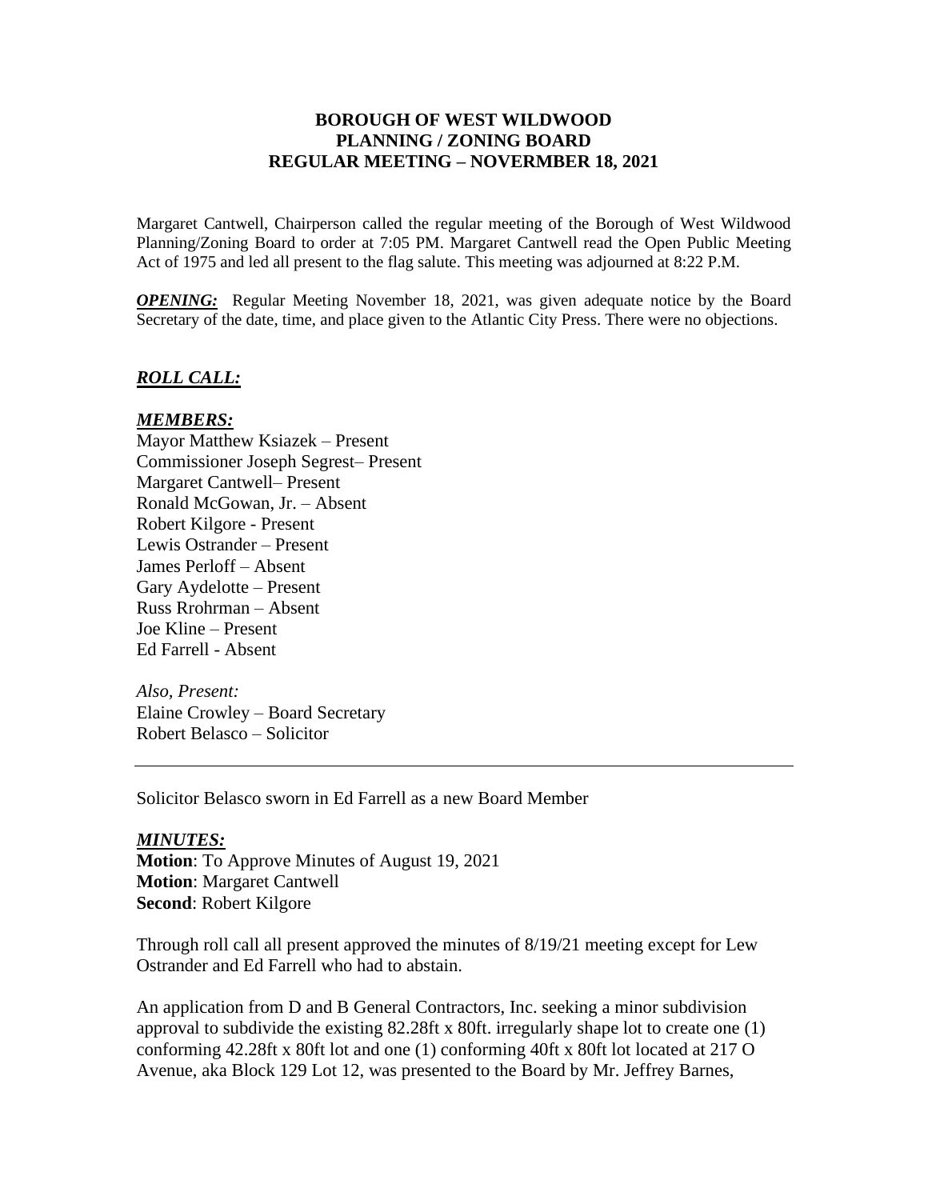# BOROUGH OF WEST WILDWOOD
# PLANNING / ZONING BOARD
# REGULAR MEETING – NOVERMBER 18, 2021

Margaret Cantwell, Chairperson called the regular meeting of the Borough of West Wildwood Planning/Zoning Board to order at 7:05 PM. Margaret Cantwell read the Open Public Meeting Act of 1975 and led all present to the flag salute. This meeting was adjourned at 8:22 P.M.

***OPENING:*** Regular Meeting November 18, 2021, was given adequate notice by the Board Secretary of the date, time, and place given to the Atlantic City Press. There were no objections.

## *ROLL CALL:*

### *MEMBERS:*

Mayor Matthew Ksiazek – Present
Commissioner Joseph Segrest– Present
Margaret Cantwell– Present
Ronald McGowan, Jr. – Absent
Robert Kilgore - Present
Lewis Ostrander – Present
James Perloff – Absent
Gary Aydelotte – Present
Russ Rrohrman – Absent
Joe Kline – Present
Ed Farrell - Absent

*Also, Present:*
Elaine Crowley – Board Secretary
Robert Belasco – Solicitor

---

Solicitor Belasco sworn in Ed Farrell as a new Board Member

### *MINUTES:*

**Motion**: To Approve Minutes of August 19, 2021
**Motion**: Margaret Cantwell
**Second**: Robert Kilgore

Through roll call all present approved the minutes of 8/19/21 meeting except for Lew Ostrander and Ed Farrell who had to abstain.

An application from D and B General Contractors, Inc. seeking a minor subdivision approval to subdivide the existing 82.28ft x 80ft. irregularly shape lot to create one (1) conforming 42.28ft x 80ft lot and one (1) conforming 40ft x 80ft lot located at 217 O Avenue, aka Block 129 Lot 12, was presented to the Board by Mr. Jeffrey Barnes,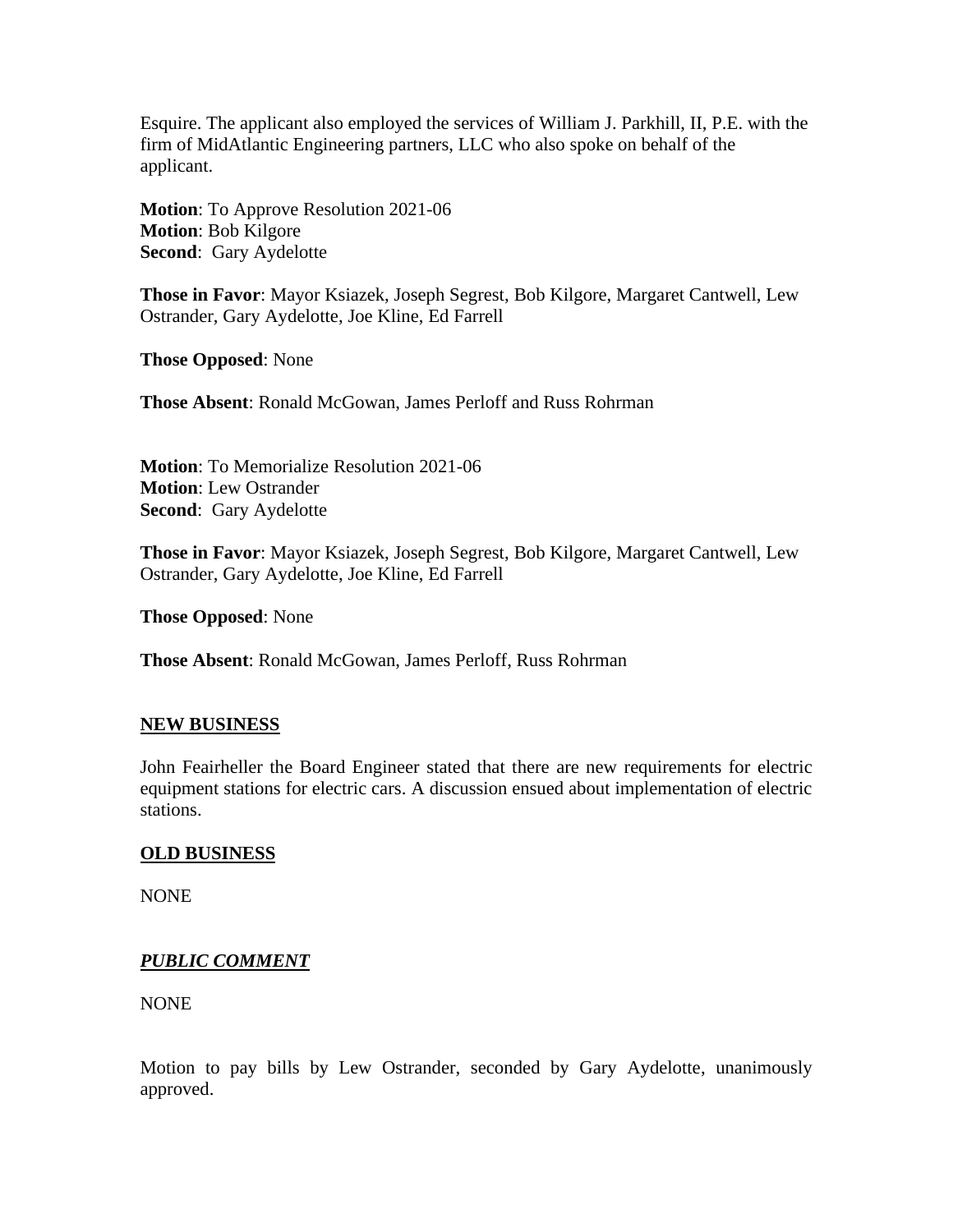Esquire. The applicant also employed the services of William J. Parkhill, II, P.E. with the firm of MidAtlantic Engineering partners, LLC who also spoke on behalf of the applicant.

**Motion**: To Approve Resolution 2021-06
**Motion**: Bob Kilgore
**Second**: Gary Aydelotte

**Those in Favor**: Mayor Ksiazek, Joseph Segrest, Bob Kilgore, Margaret Cantwell, Lew Ostrander, Gary Aydelotte, Joe Kline, Ed Farrell

**Those Opposed**: None

**Those Absent**: Ronald McGowan, James Perloff and Russ Rohrman

**Motion**: To Memorialize Resolution 2021-06
**Motion**: Lew Ostrander
**Second**: Gary Aydelotte

**Those in Favor**: Mayor Ksiazek, Joseph Segrest, Bob Kilgore, Margaret Cantwell, Lew Ostrander, Gary Aydelotte, Joe Kline, Ed Farrell

**Those Opposed**: None

**Those Absent**: Ronald McGowan, James Perloff, Russ Rohrman

## NEW BUSINESS

John Feairheller the Board Engineer stated that there are new requirements for electric equipment stations for electric cars. A discussion ensued about implementation of electric stations.

## OLD BUSINESS

NONE

## *PUBLIC COMMENT*

NONE

Motion to pay bills by Lew Ostrander, seconded by Gary Aydelotte, unanimously approved.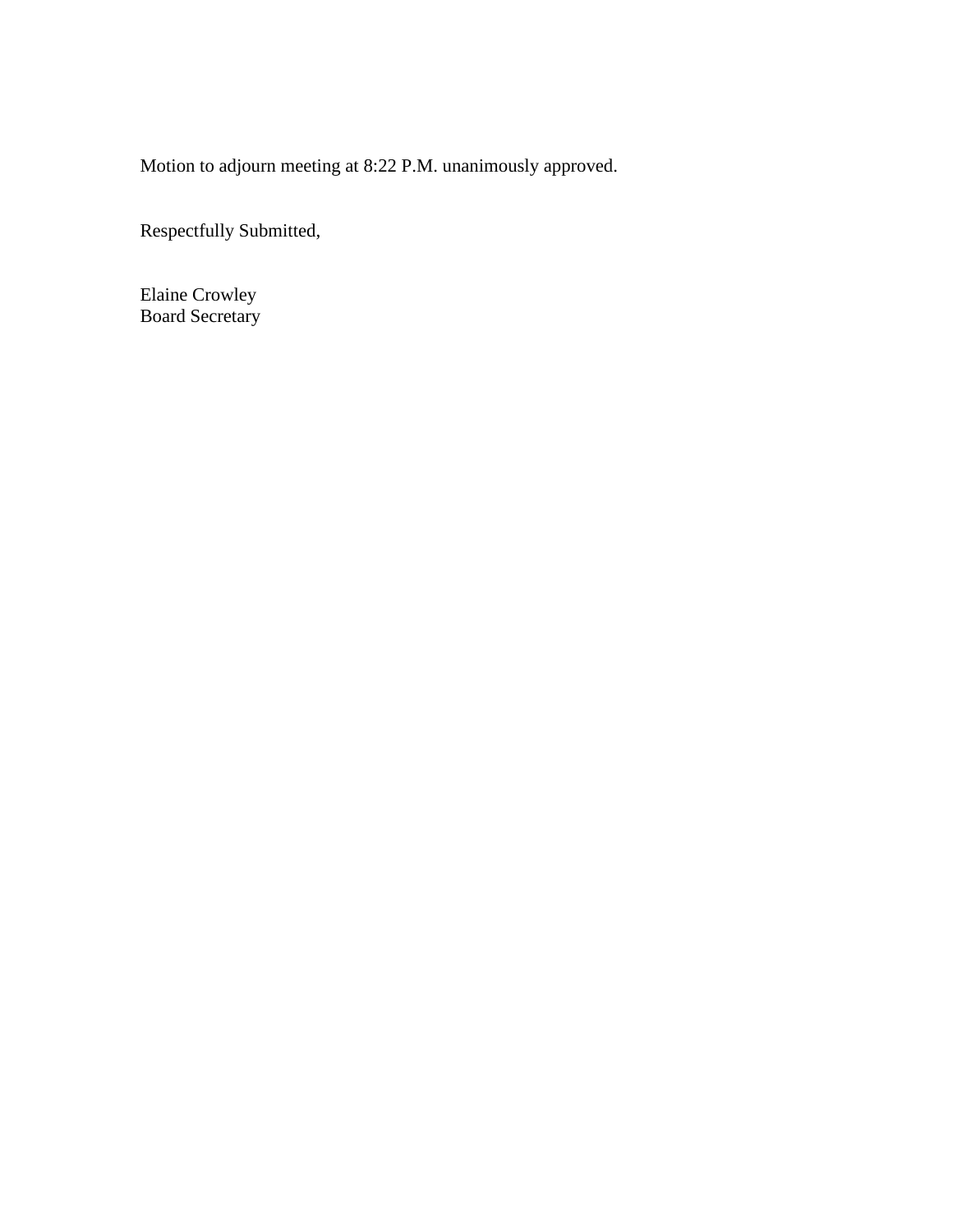Motion to adjourn meeting at 8:22 P.M. unanimously approved.

Respectfully Submitted,

Elaine Crowley
Board Secretary